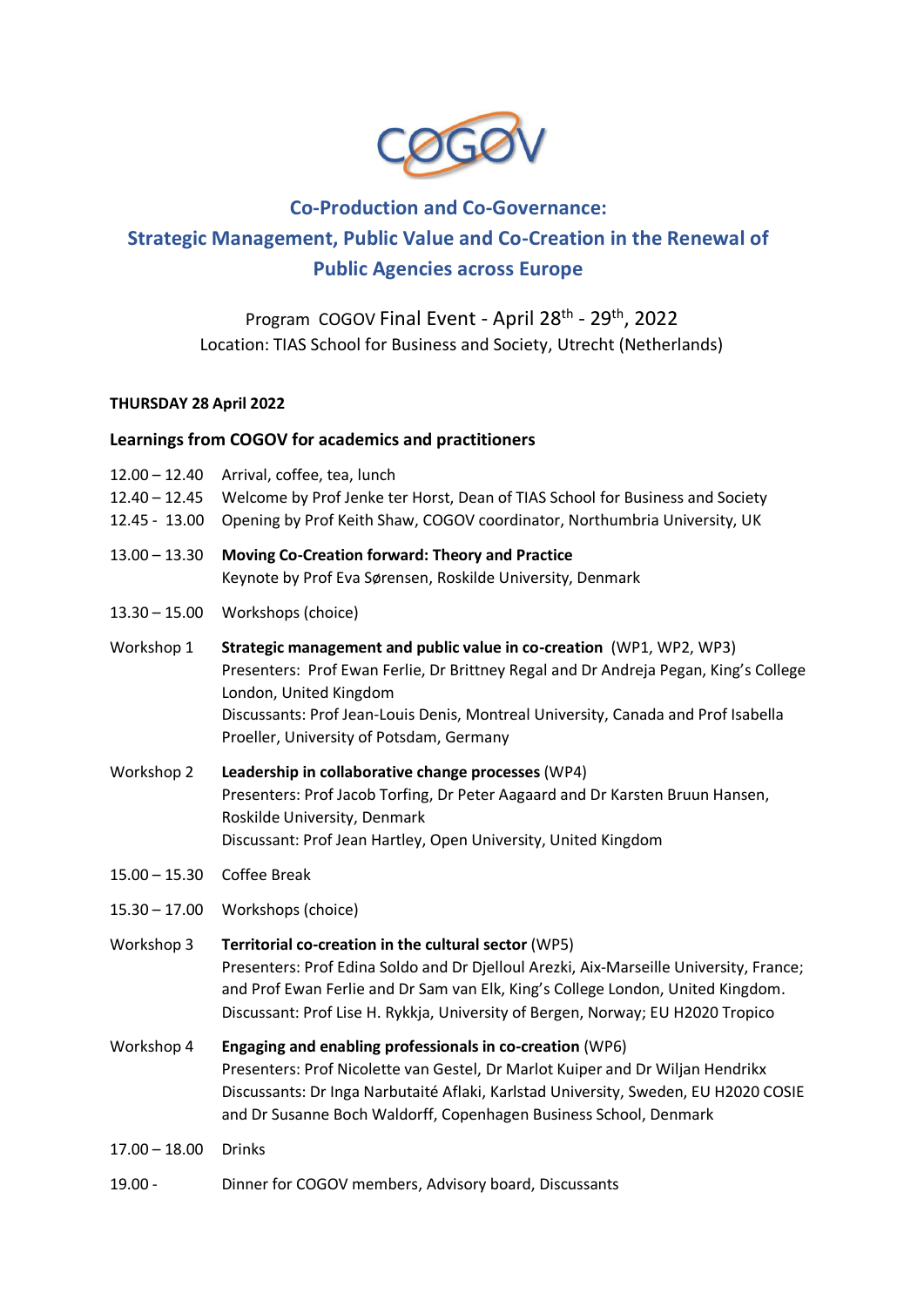# Co-Production and Co-Governance: Strategic Management, Public Value and Co-Creation in the Renewal of Public Agencies across Europe

Program COGOV Final Event - April 28th - 29th, 2022
Location: TIAS School for Business and Society, Utrecht (Netherlands)

**THURSDAY 28 April 2022**

## Learnings from COGOV for academics and practitioners

12.00 – 12.40 Arrival, coffee, tea, lunch

12.40 – 12.45 Welcome by Prof Jenke ter Horst, Dean of TIAS School for Business and Society

12.45 - 13.00 Opening by Prof Keith Shaw, COGOV coordinator, Northumbria University, UK

13.00 – 13.30 **Moving Co-Creation forward: Theory and Practice**
Keynote by Prof Eva Sørensen, Roskilde University, Denmark

13.30 – 15.00 Workshops (choice)

Workshop 1 **Strategic management and public value in co-creation** (WP1, WP2, WP3)
Presenters: Prof Ewan Ferlie, Dr Brittney Regal and Dr Andreja Pegan, King's College London, United Kingdom
Discussants: Prof Jean-Louis Denis, Montreal University, Canada and Prof Isabella Proeller, University of Potsdam, Germany

Workshop 2 **Leadership in collaborative change processes** (WP4)
Presenters: Prof Jacob Torfing, Dr Peter Aagaard and Dr Karsten Bruun Hansen, Roskilde University, Denmark
Discussant: Prof Jean Hartley, Open University, United Kingdom

15.00 – 15.30 Coffee Break

15.30 – 17.00 Workshops (choice)

Workshop 3 **Territorial co-creation in the cultural sector** (WP5)
Presenters: Prof Edina Soldo and Dr Djelloul Arezki, Aix-Marseille University, France; and Prof Ewan Ferlie and Dr Sam van Elk, King's College London, United Kingdom.
Discussant: Prof Lise H. Rykkja, University of Bergen, Norway; EU H2020 Tropico

Workshop 4 **Engaging and enabling professionals in co-creation** (WP6)
Presenters: Prof Nicolette van Gestel, Dr Marlot Kuiper and Dr Wiljan Hendrikx
Discussants: Dr Inga Narbutaité Aflaki, Karlstad University, Sweden, EU H2020 COSIE and Dr Susanne Boch Waldorff, Copenhagen Business School, Denmark

17.00 – 18.00 Drinks

19.00 - Dinner for COGOV members, Advisory board, Discussants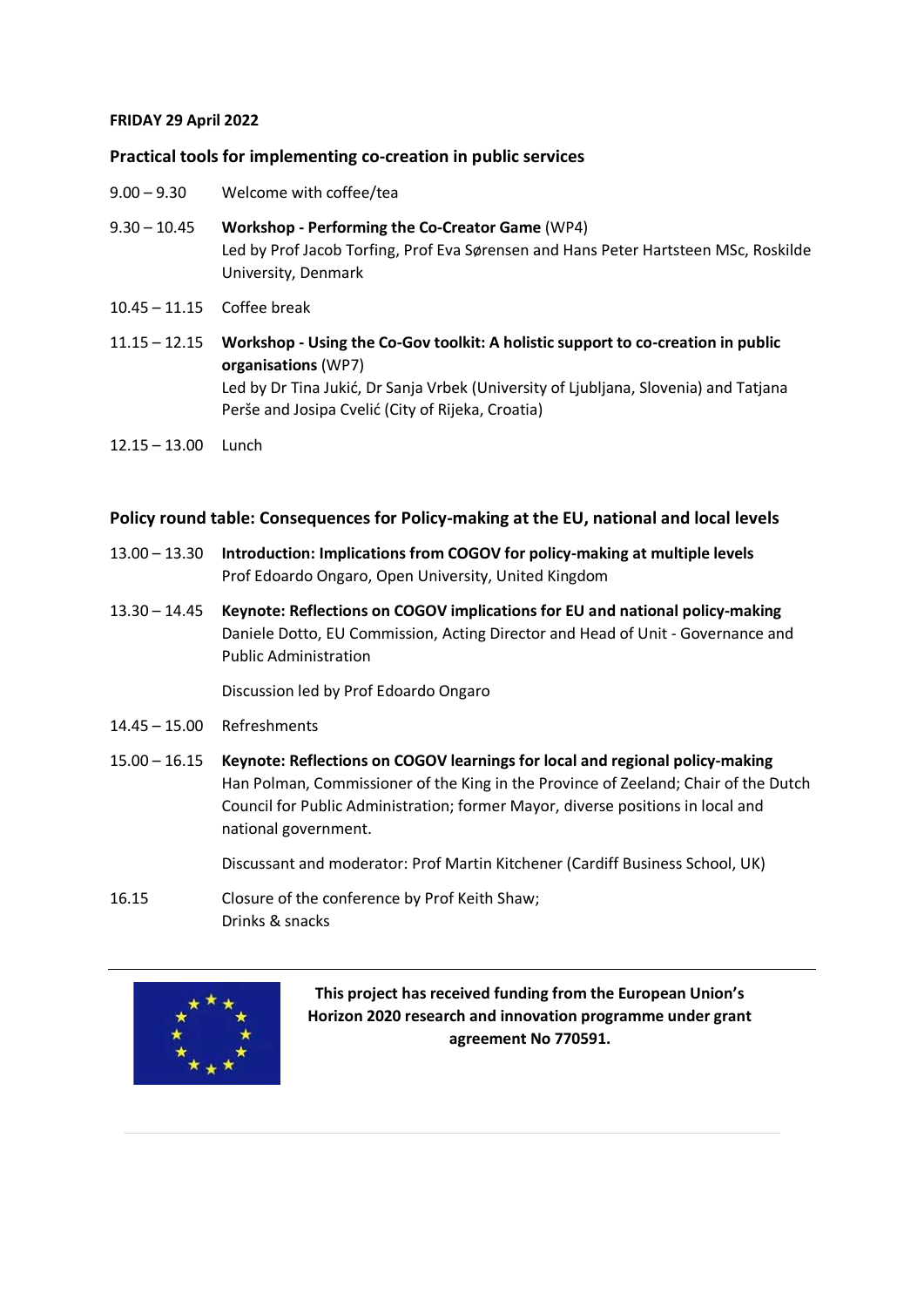**FRIDAY 29 April 2022**

## Practical tools for implementing co-creation in public services

9.00 – 9.30 Welcome with coffee/tea

9.30 – 10.45 **Workshop - Performing the Co-Creator Game** (WP4)
Led by Prof Jacob Torfing, Prof Eva Sørensen and Hans Peter Hartsteen MSc, Roskilde University, Denmark

10.45 – 11.15 Coffee break

11.15 – 12.15 **Workshop - Using the Co-Gov toolkit: A holistic support to co-creation in public organisations** (WP7)
Led by Dr Tina Jukić, Dr Sanja Vrbek (University of Ljubljana, Slovenia) and Tatjana Perše and Josipa Cvelić (City of Rijeka, Croatia)

12.15 – 13.00 Lunch

## Policy round table: Consequences for Policy-making at the EU, national and local levels

13.00 – 13.30 **Introduction: Implications from COGOV for policy-making at multiple levels**
Prof Edoardo Ongaro, Open University, United Kingdom

13.30 – 14.45 **Keynote: Reflections on COGOV implications for EU and national policy-making**
Daniele Dotto, EU Commission, Acting Director and Head of Unit - Governance and Public Administration

Discussion led by Prof Edoardo Ongaro

14.45 – 15.00 Refreshments

15.00 – 16.15 **Keynote: Reflections on COGOV learnings for local and regional policy-making**
Han Polman, Commissioner of the King in the Province of Zeeland; Chair of the Dutch Council for Public Administration; former Mayor, diverse positions in local and national government.

Discussant and moderator: Prof Martin Kitchener (Cardiff Business School, UK)

16.15 Closure of the conference by Prof Keith Shaw;
Drinks & snacks

---

**This project has received funding from the European Union's Horizon 2020 research and innovation programme under grant agreement No 770591.**